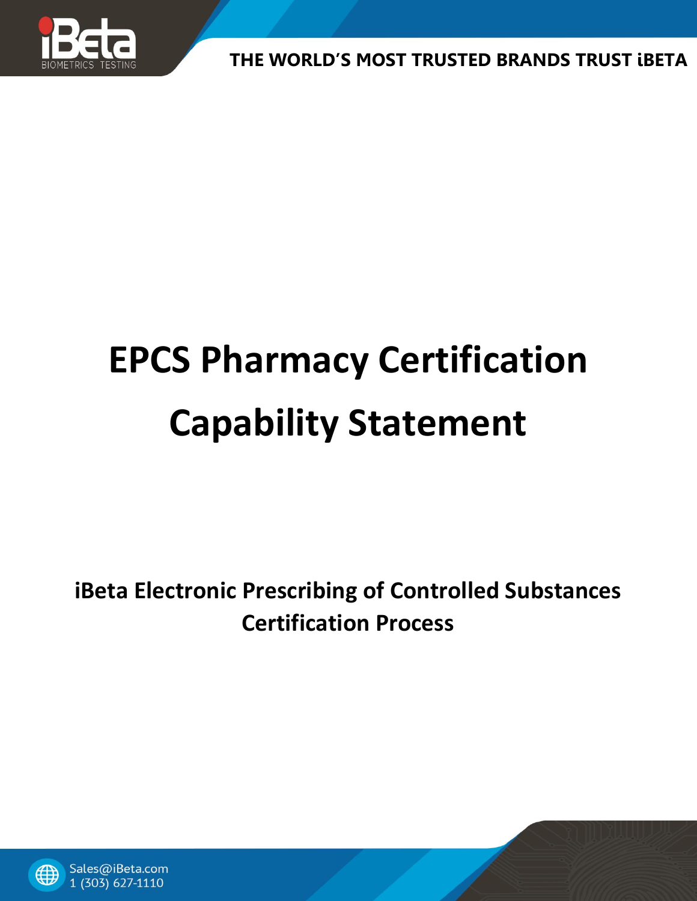# EPCS Pharmacy Certification Capability Statement

## iBeta Electronic Prescribing of Controlled Substances Certification Process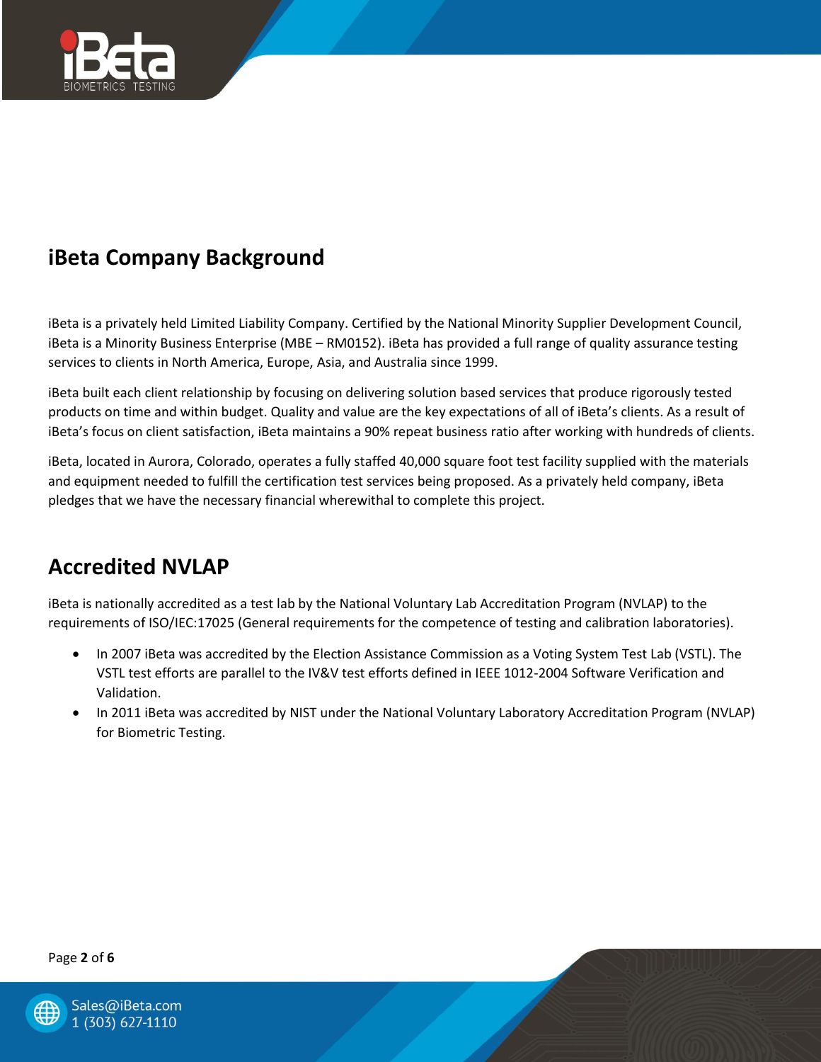## iBeta Company Background

iBeta is a privately held Limited Liability Company. Certified by the National Minority Supplier Development Council, iBeta is a Minority Business Enterprise (MBE – RM0152). iBeta has provided a full range of quality assurance testing services to clients in North America, Europe, Asia, and Australia since 1999.

iBeta built each client relationship by focusing on delivering solution based services that produce rigorously tested products on time and within budget. Quality and value are the key expectations of all of iBeta's clients. As a result of iBeta's focus on client satisfaction, iBeta maintains a 90% repeat business ratio after working with hundreds of clients.

iBeta, located in Aurora, Colorado, operates a fully staffed 40,000 square foot test facility supplied with the materials and equipment needed to fulfill the certification test services being proposed. As a privately held company, iBeta pledges that we have the necessary financial wherewithal to complete this project.

## Accredited NVLAP

iBeta is nationally accredited as a test lab by the National Voluntary Lab Accreditation Program (NVLAP) to the requirements of ISO/IEC:17025 (General requirements for the competence of testing and calibration laboratories).

- In 2007 iBeta was accredited by the Election Assistance Commission as a Voting System Test Lab (VSTL). The VSTL test efforts are parallel to the IV&V test efforts defined in IEEE 1012-2004 Software Verification and Validation.
- In 2011 iBeta was accredited by NIST under the National Voluntary Laboratory Accreditation Program (NVLAP) for Biometric Testing.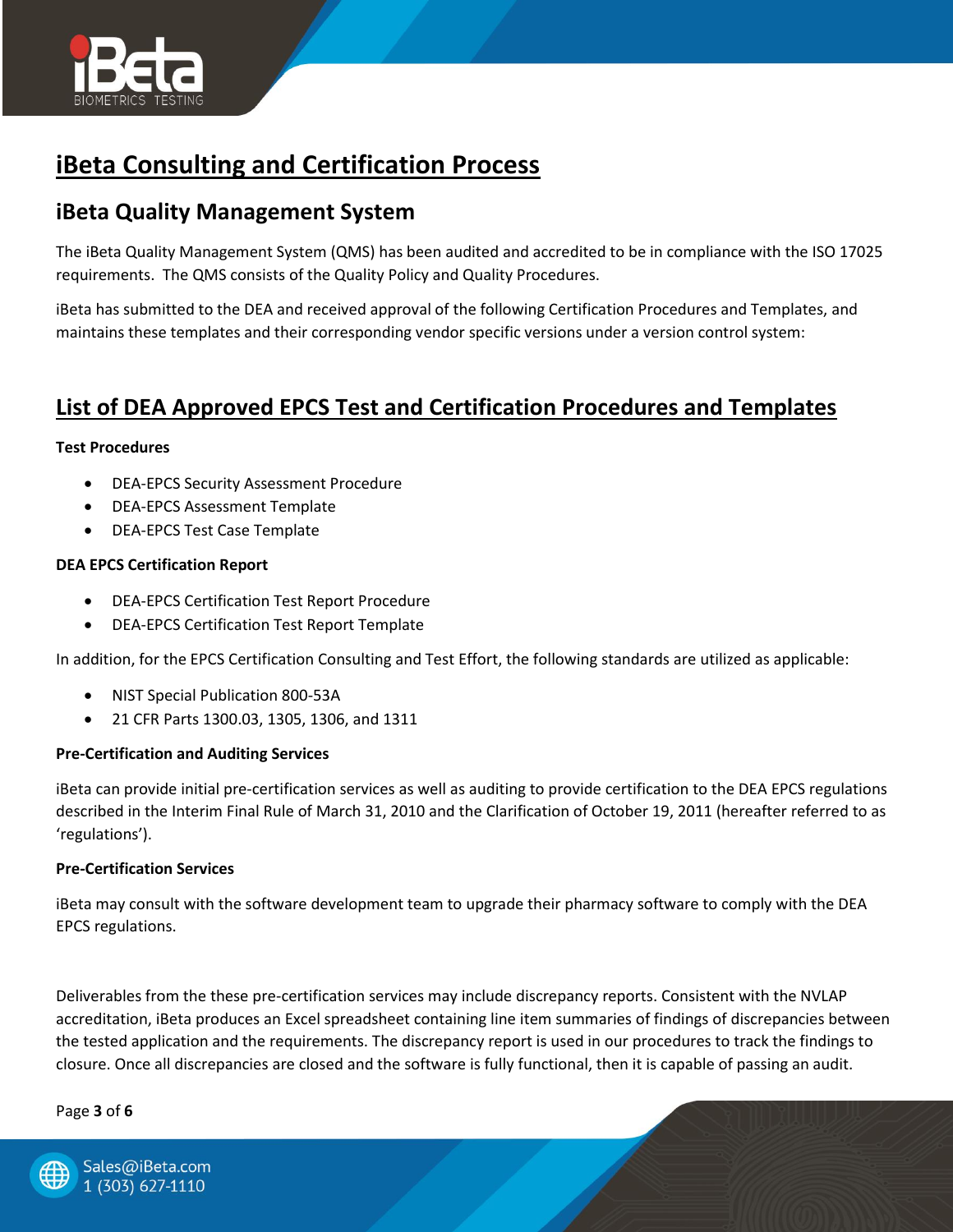# iBeta Consulting and Certification Process

## iBeta Quality Management System

The iBeta Quality Management System (QMS) has been audited and accredited to be in compliance with the ISO 17025 requirements. The QMS consists of the Quality Policy and Quality Procedures.

iBeta has submitted to the DEA and received approval of the following Certification Procedures and Templates, and maintains these templates and their corresponding vendor specific versions under a version control system:

## List of DEA Approved EPCS Test and Certification Procedures and Templates

**Test Procedures**

- DEA-EPCS Security Assessment Procedure
- DEA-EPCS Assessment Template
- DEA-EPCS Test Case Template

**DEA EPCS Certification Report**

- DEA-EPCS Certification Test Report Procedure
- DEA-EPCS Certification Test Report Template

In addition, for the EPCS Certification Consulting and Test Effort, the following standards are utilized as applicable:

- NIST Special Publication 800-53A
- 21 CFR Parts 1300.03, 1305, 1306, and 1311

**Pre-Certification and Auditing Services**

iBeta can provide initial pre-certification services as well as auditing to provide certification to the DEA EPCS regulations described in the Interim Final Rule of March 31, 2010 and the Clarification of October 19, 2011 (hereafter referred to as 'regulations').

**Pre-Certification Services**

iBeta may consult with the software development team to upgrade their pharmacy software to comply with the DEA EPCS regulations.

Deliverables from the these pre-certification services may include discrepancy reports. Consistent with the NVLAP accreditation, iBeta produces an Excel spreadsheet containing line item summaries of findings of discrepancies between the tested application and the requirements. The discrepancy report is used in our procedures to track the findings to closure. Once all discrepancies are closed and the software is fully functional, then it is capable of passing an audit.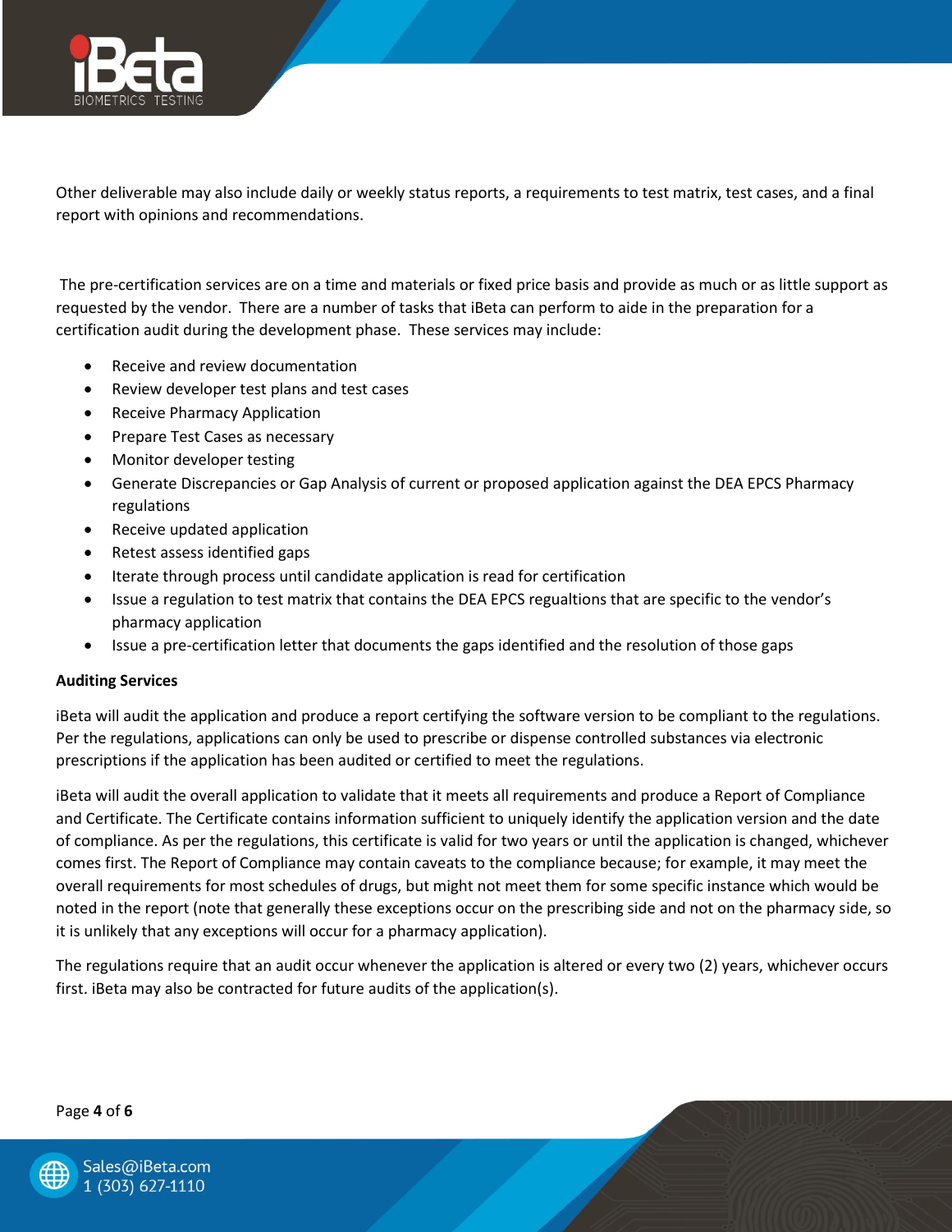Other deliverable may also include daily or weekly status reports, a requirements to test matrix, test cases, and a final report with opinions and recommendations.

The pre-certification services are on a time and materials or fixed price basis and provide as much or as little support as requested by the vendor. There are a number of tasks that iBeta can perform to aide in the preparation for a certification audit during the development phase. These services may include:

- Receive and review documentation
- Review developer test plans and test cases
- Receive Pharmacy Application
- Prepare Test Cases as necessary
- Monitor developer testing
- Generate Discrepancies or Gap Analysis of current or proposed application against the DEA EPCS Pharmacy regulations
- Receive updated application
- Retest assess identified gaps
- Iterate through process until candidate application is read for certification
- Issue a regulation to test matrix that contains the DEA EPCS regualtions that are specific to the vendor's pharmacy application
- Issue a pre-certification letter that documents the gaps identified and the resolution of those gaps

**Auditing Services**

iBeta will audit the application and produce a report certifying the software version to be compliant to the regulations. Per the regulations, applications can only be used to prescribe or dispense controlled substances via electronic prescriptions if the application has been audited or certified to meet the regulations.

iBeta will audit the overall application to validate that it meets all requirements and produce a Report of Compliance and Certificate. The Certificate contains information sufficient to uniquely identify the application version and the date of compliance. As per the regulations, this certificate is valid for two years or until the application is changed, whichever comes first. The Report of Compliance may contain caveats to the compliance because; for example, it may meet the overall requirements for most schedules of drugs, but might not meet them for some specific instance which would be noted in the report (note that generally these exceptions occur on the prescribing side and not on the pharmacy side, so it is unlikely that any exceptions will occur for a pharmacy application).

The regulations require that an audit occur whenever the application is altered or every two (2) years, whichever occurs first. iBeta may also be contracted for future audits of the application(s).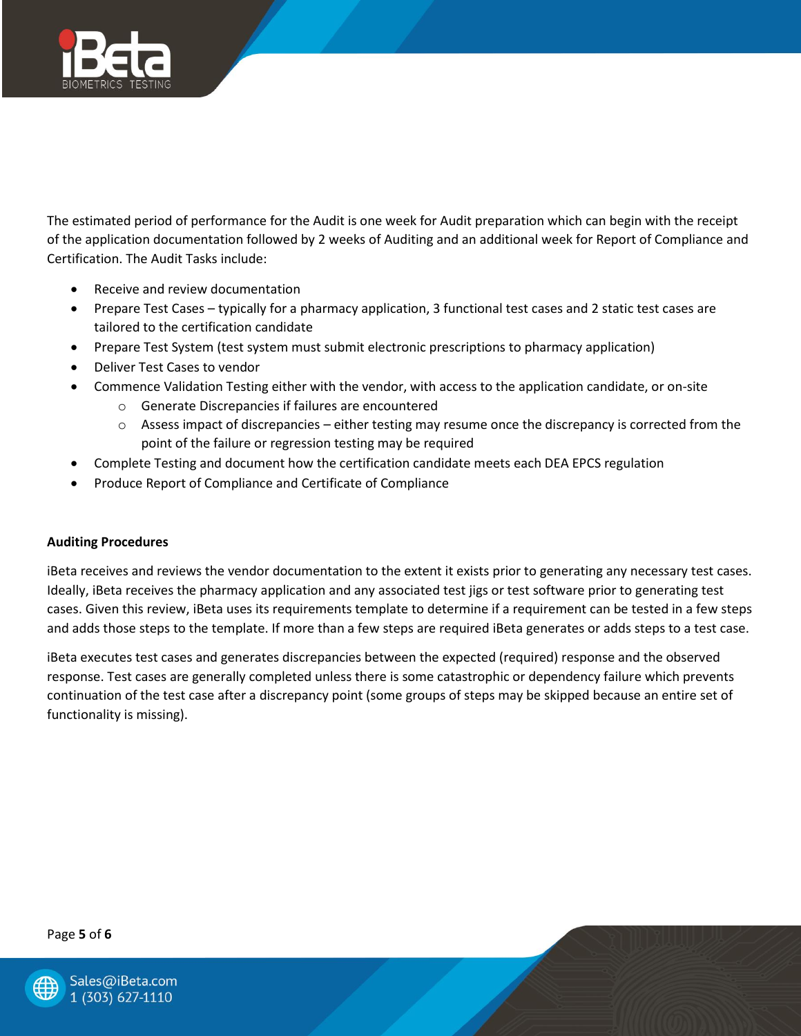The estimated period of performance for the Audit is one week for Audit preparation which can begin with the receipt of the application documentation followed by 2 weeks of Auditing and an additional week for Report of Compliance and Certification. The Audit Tasks include:

- Receive and review documentation
- Prepare Test Cases – typically for a pharmacy application, 3 functional test cases and 2 static test cases are tailored to the certification candidate
- Prepare Test System (test system must submit electronic prescriptions to pharmacy application)
- Deliver Test Cases to vendor
- Commence Validation Testing either with the vendor, with access to the application candidate, or on-site
  - Generate Discrepancies if failures are encountered
  - Assess impact of discrepancies – either testing may resume once the discrepancy is corrected from the point of the failure or regression testing may be required
- Complete Testing and document how the certification candidate meets each DEA EPCS regulation
- Produce Report of Compliance and Certificate of Compliance

**Auditing Procedures**

iBeta receives and reviews the vendor documentation to the extent it exists prior to generating any necessary test cases. Ideally, iBeta receives the pharmacy application and any associated test jigs or test software prior to generating test cases. Given this review, iBeta uses its requirements template to determine if a requirement can be tested in a few steps and adds those steps to the template. If more than a few steps are required iBeta generates or adds steps to a test case.

iBeta executes test cases and generates discrepancies between the expected (required) response and the observed response. Test cases are generally completed unless there is some catastrophic or dependency failure which prevents continuation of the test case after a discrepancy point (some groups of steps may be skipped because an entire set of functionality is missing).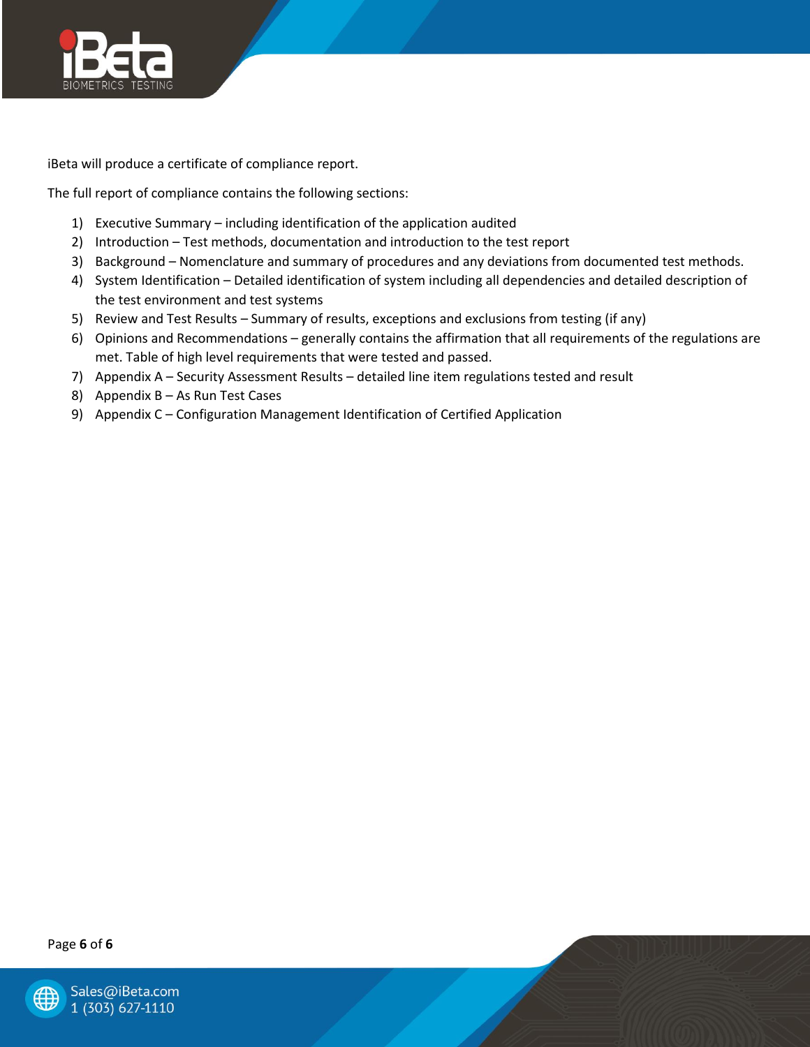iBeta will produce a certificate of compliance report.

The full report of compliance contains the following sections:

1) Executive Summary – including identification of the application audited
2) Introduction – Test methods, documentation and introduction to the test report
3) Background – Nomenclature and summary of procedures and any deviations from documented test methods.
4) System Identification – Detailed identification of system including all dependencies and detailed description of the test environment and test systems
5) Review and Test Results – Summary of results, exceptions and exclusions from testing (if any)
6) Opinions and Recommendations – generally contains the affirmation that all requirements of the regulations are met. Table of high level requirements that were tested and passed.
7) Appendix A – Security Assessment Results – detailed line item regulations tested and result
8) Appendix B – As Run Test Cases
9) Appendix C – Configuration Management Identification of Certified Application